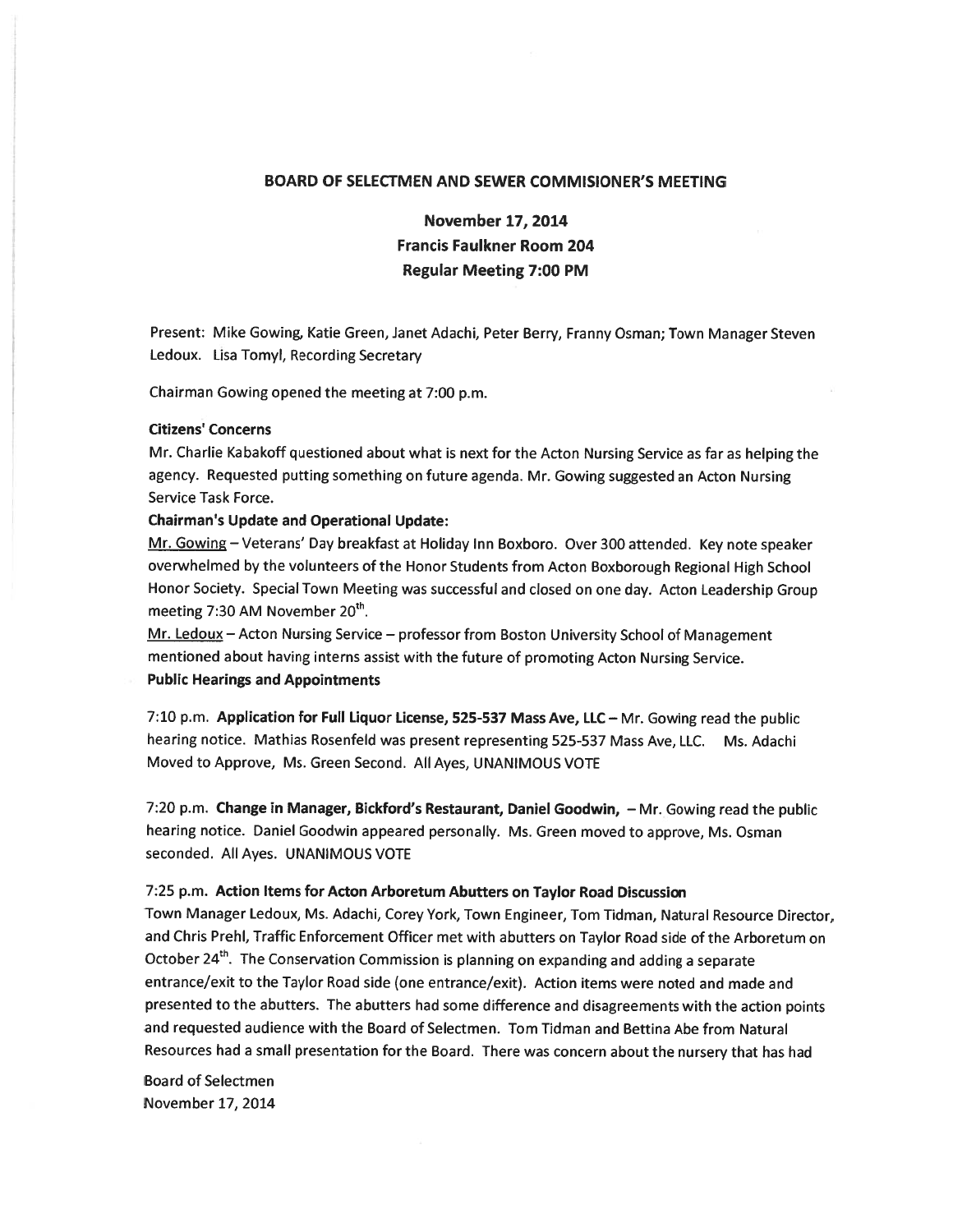## BOARD OF SELECTMEN AND SEWER COMMISIONER'S MEETING

**November 17, 2014**
**Francis Faulkner Room 204**
**Regular Meeting 7:00 PM**

Present: Mike Gowing, Katie Green, Janet Adachi, Peter Berry, Franny Osman; Town Manager Steven Ledoux. Lisa Tomyl, Recording Secretary

Chairman Gowing opened the meeting at 7:00 p.m.

**Citizens' Concerns**

Mr. Charlie Kabakoff questioned about what is next for the Acton Nursing Service as far as helping the agency. Requested putting something on future agenda. Mr. Gowing suggested an Acton Nursing Service Task Force.

**Chairman's Update and Operational Update:**

Mr. Gowing – Veterans' Day breakfast at Holiday Inn Boxboro. Over 300 attended. Key note speaker overwhelmed by the volunteers of the Honor Students from Acton Boxborough Regional High School Honor Society. Special Town Meeting was successful and closed on one day. Acton Leadership Group meeting 7:30 AM November 20th.

Mr. Ledoux – Acton Nursing Service – professor from Boston University School of Management mentioned about having interns assist with the future of promoting Acton Nursing Service.

**Public Hearings and Appointments**

7:10 p.m. **Application for Full Liquor License, 525-537 Mass Ave, LLC** – Mr. Gowing read the public hearing notice. Mathias Rosenfeld was present representing 525-537 Mass Ave, LLC. Ms. Adachi Moved to Approve, Ms. Green Second. All Ayes, UNANIMOUS VOTE

7:20 p.m. **Change in Manager, Bickford's Restaurant, Daniel Goodwin,** – Mr. Gowing read the public hearing notice. Daniel Goodwin appeared personally. Ms. Green moved to approve, Ms. Osman seconded. All Ayes. UNANIMOUS VOTE

7:25 p.m. **Action Items for Acton Arboretum Abutters on Taylor Road Discussion**

Town Manager Ledoux, Ms. Adachi, Corey York, Town Engineer, Tom Tidman, Natural Resource Director, and Chris Prehl, Traffic Enforcement Officer met with abutters on Taylor Road side of the Arboretum on October 24th. The Conservation Commission is planning on expanding and adding a separate entrance/exit to the Taylor Road side (one entrance/exit). Action items were noted and made and presented to the abutters. The abutters had some difference and disagreements with the action points and requested audience with the Board of Selectmen. Tom Tidman and Bettina Abe from Natural Resources had a small presentation for the Board. There was concern about the nursery that has had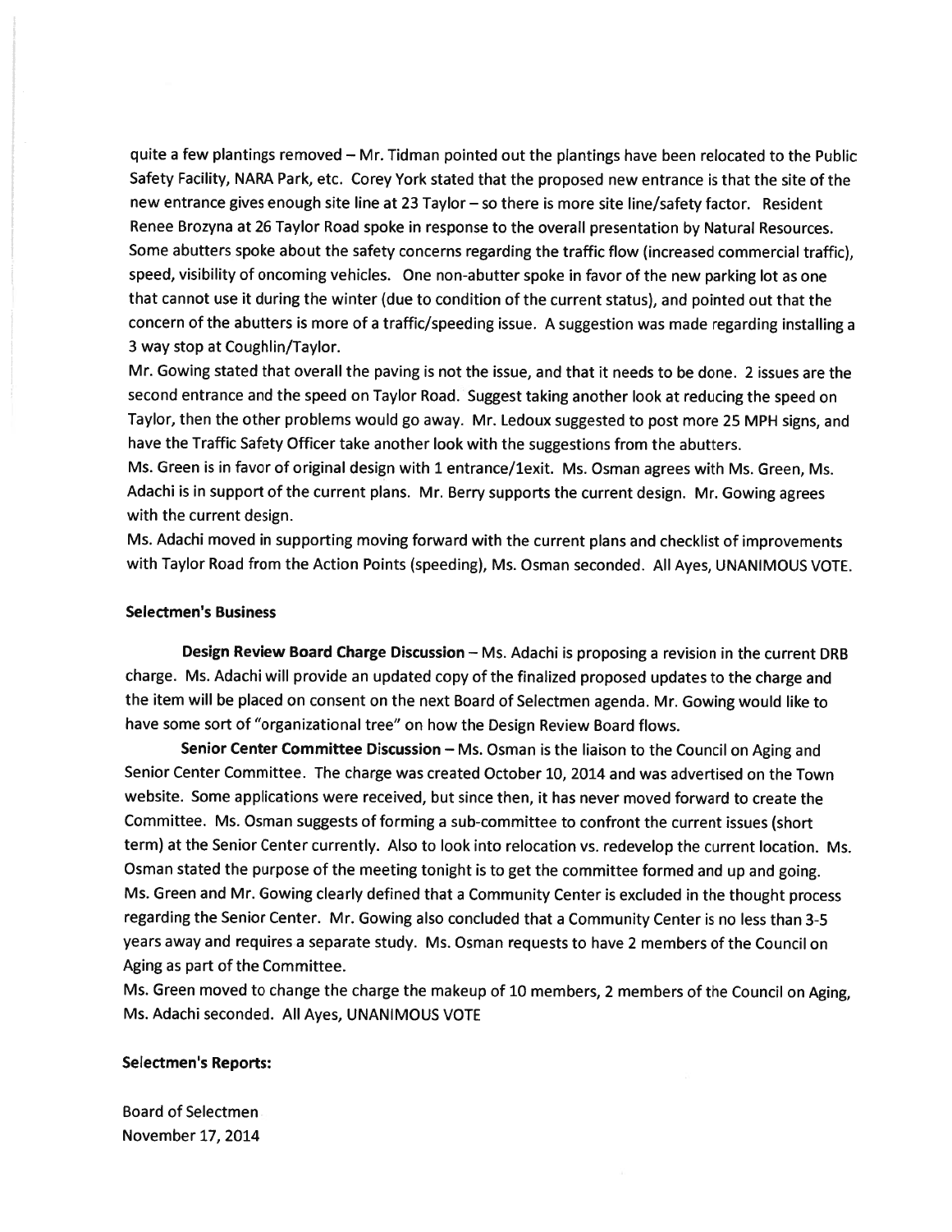quite a few plantings removed – Mr. Tidman pointed out the plantings have been relocated to the Public Safety Facility, NARA Park, etc. Corey York stated that the proposed new entrance is that the site of the new entrance gives enough site line at 23 Taylor – so there is more site line/safety factor. Resident Renee Brozyna at 26 Taylor Road spoke in response to the overall presentation by Natural Resources. Some abutters spoke about the safety concerns regarding the traffic flow (increased commercial traffic), speed, visibility of oncoming vehicles. One non-abutter spoke in favor of the new parking lot as one that cannot use it during the winter (due to condition of the current status), and pointed out that the concern of the abutters is more of a traffic/speeding issue. A suggestion was made regarding installing a 3 way stop at Coughlin/Taylor.

Mr. Gowing stated that overall the paving is not the issue, and that it needs to be done. 2 issues are the second entrance and the speed on Taylor Road. Suggest taking another look at reducing the speed on Taylor, then the other problems would go away. Mr. Ledoux suggested to post more 25 MPH signs, and have the Traffic Safety Officer take another look with the suggestions from the abutters.

Ms. Green is in favor of original design with 1 entrance/1exit. Ms. Osman agrees with Ms. Green, Ms. Adachi is in support of the current plans. Mr. Berry supports the current design. Mr. Gowing agrees with the current design.

Ms. Adachi moved in supporting moving forward with the current plans and checklist of improvements with Taylor Road from the Action Points (speeding), Ms. Osman seconded. All Ayes, UNANIMOUS VOTE.

**Selectmen's Business**

**Design Review Board Charge Discussion** – Ms. Adachi is proposing a revision in the current DRB charge. Ms. Adachi will provide an updated copy of the finalized proposed updates to the charge and the item will be placed on consent on the next Board of Selectmen agenda. Mr. Gowing would like to have some sort of "organizational tree" on how the Design Review Board flows.

**Senior Center Committee Discussion** – Ms. Osman is the liaison to the Council on Aging and Senior Center Committee. The charge was created October 10, 2014 and was advertised on the Town website. Some applications were received, but since then, it has never moved forward to create the Committee. Ms. Osman suggests of forming a sub-committee to confront the current issues (short term) at the Senior Center currently. Also to look into relocation vs. redevelop the current location. Ms. Osman stated the purpose of the meeting tonight is to get the committee formed and up and going. Ms. Green and Mr. Gowing clearly defined that a Community Center is excluded in the thought process regarding the Senior Center. Mr. Gowing also concluded that a Community Center is no less than 3-5 years away and requires a separate study. Ms. Osman requests to have 2 members of the Council on Aging as part of the Committee.

Ms. Green moved to change the charge the makeup of 10 members, 2 members of the Council on Aging, Ms. Adachi seconded. All Ayes, UNANIMOUS VOTE

**Selectmen's Reports:**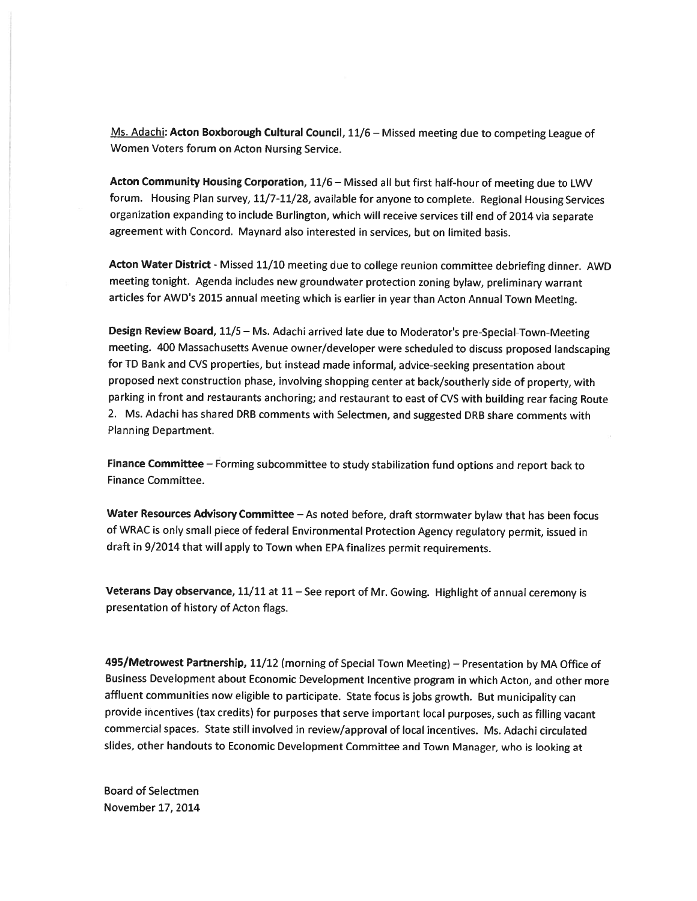Ms. Adachi: **Acton Boxborough Cultural Council**, 11/6 – Missed meeting due to competing League of Women Voters forum on Acton Nursing Service.

**Acton Community Housing Corporation**, 11/6 – Missed all but first half-hour of meeting due to LWV forum. Housing Plan survey, 11/7-11/28, available for anyone to complete. Regional Housing Services organization expanding to include Burlington, which will receive services till end of 2014 via separate agreement with Concord. Maynard also interested in services, but on limited basis.

**Acton Water District** - Missed 11/10 meeting due to college reunion committee debriefing dinner. AWD meeting tonight. Agenda includes new groundwater protection zoning bylaw, preliminary warrant articles for AWD's 2015 annual meeting which is earlier in year than Acton Annual Town Meeting.

**Design Review Board**, 11/5 – Ms. Adachi arrived late due to Moderator's pre-Special-Town-Meeting meeting. 400 Massachusetts Avenue owner/developer were scheduled to discuss proposed landscaping for TD Bank and CVS properties, but instead made informal, advice-seeking presentation about proposed next construction phase, involving shopping center at back/southerly side of property, with parking in front and restaurants anchoring; and restaurant to east of CVS with building rear facing Route 2. Ms. Adachi has shared DRB comments with Selectmen, and suggested DRB share comments with Planning Department.

**Finance Committee** – Forming subcommittee to study stabilization fund options and report back to Finance Committee.

**Water Resources Advisory Committee** – As noted before, draft stormwater bylaw that has been focus of WRAC is only small piece of federal Environmental Protection Agency regulatory permit, issued in draft in 9/2014 that will apply to Town when EPA finalizes permit requirements.

**Veterans Day observance**, 11/11 at 11 – See report of Mr. Gowing. Highlight of annual ceremony is presentation of history of Acton flags.

**495/Metrowest Partnership**, 11/12 (morning of Special Town Meeting) – Presentation by MA Office of Business Development about Economic Development Incentive program in which Acton, and other more affluent communities now eligible to participate. State focus is jobs growth. But municipality can provide incentives (tax credits) for purposes that serve important local purposes, such as filling vacant commercial spaces. State still involved in review/approval of local incentives. Ms. Adachi circulated slides, other handouts to Economic Development Committee and Town Manager, who is looking at

Board of Selectmen
November 17, 2014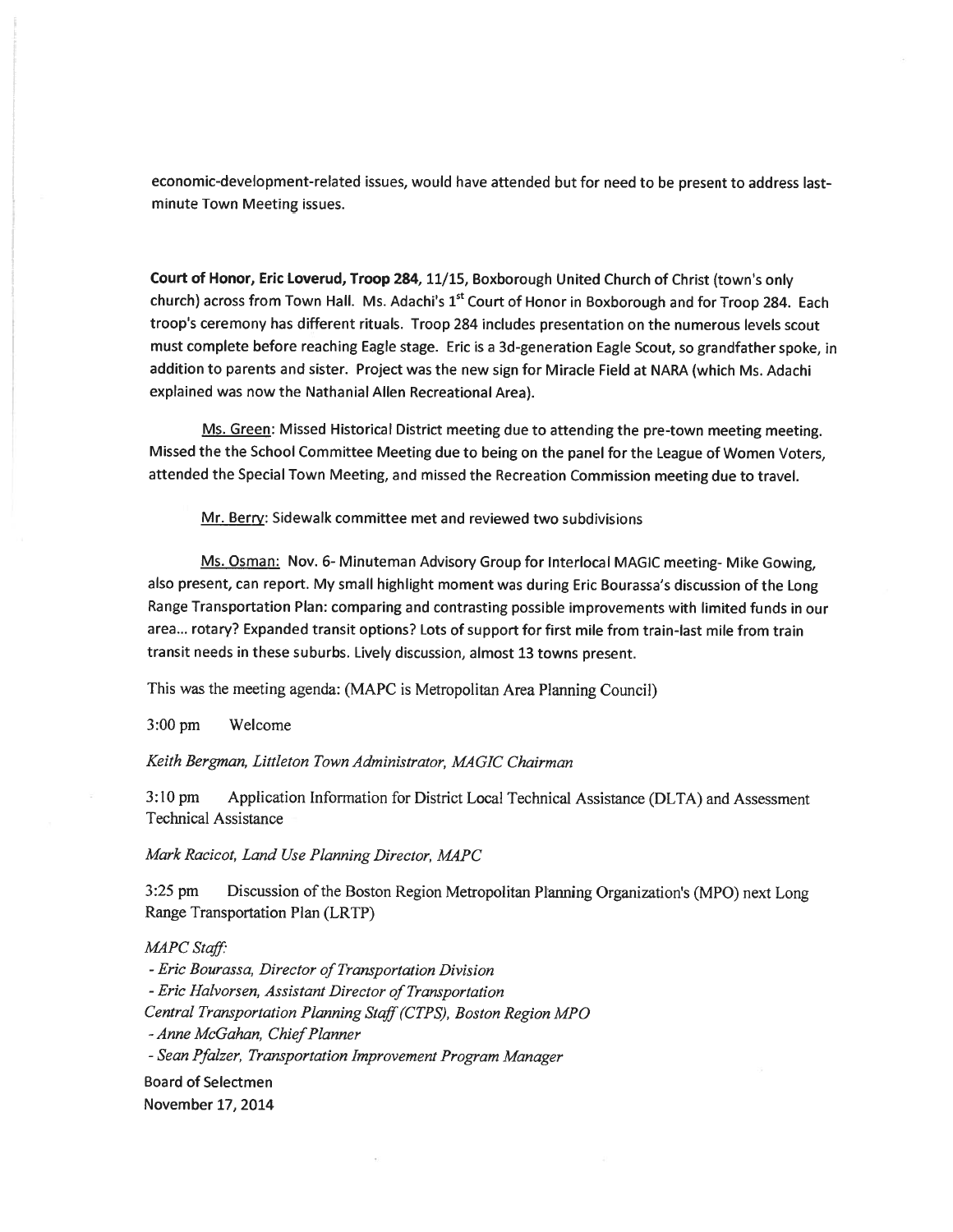economic-development-related issues, would have attended but for need to be present to address last-minute Town Meeting issues.

**Court of Honor, Eric Loverud, Troop 284,** 11/15, Boxborough United Church of Christ (town's only church) across from Town Hall. Ms. Adachi's 1st Court of Honor in Boxborough and for Troop 284. Each troop's ceremony has different rituals. Troop 284 includes presentation on the numerous levels scout must complete before reaching Eagle stage. Eric is a 3d-generation Eagle Scout, so grandfather spoke, in addition to parents and sister. Project was the new sign for Miracle Field at NARA (which Ms. Adachi explained was now the Nathanial Allen Recreational Area).

Ms. Green: Missed Historical District meeting due to attending the pre-town meeting meeting. Missed the the School Committee Meeting due to being on the panel for the League of Women Voters, attended the Special Town Meeting, and missed the Recreation Commission meeting due to travel.

Mr. Berry: Sidewalk committee met and reviewed two subdivisions

Ms. Osman: Nov. 6- Minuteman Advisory Group for Interlocal MAGIC meeting- Mike Gowing, also present, can report. My small highlight moment was during Eric Bourassa's discussion of the Long Range Transportation Plan: comparing and contrasting possible improvements with limited funds in our area... rotary? Expanded transit options? Lots of support for first mile from train-last mile from train transit needs in these suburbs. Lively discussion, almost 13 towns present.

This was the meeting agenda: (MAPC is Metropolitan Area Planning Council)

3:00 pm Welcome

*Keith Bergman, Littleton Town Administrator, MAGIC Chairman*

3:10 pm Application Information for District Local Technical Assistance (DLTA) and Assessment Technical Assistance

*Mark Racicot, Land Use Planning Director, MAPC*

3:25 pm Discussion of the Boston Region Metropolitan Planning Organization's (MPO) next Long Range Transportation Plan (LRTP)

*MAPC Staff:*

*- Eric Bourassa, Director of Transportation Division*

*- Eric Halvorsen, Assistant Director of Transportation*

*Central Transportation Planning Staff (CTPS), Boston Region MPO*

*- Anne McGahan, Chief Planner*

*- Sean Pfalzer, Transportation Improvement Program Manager*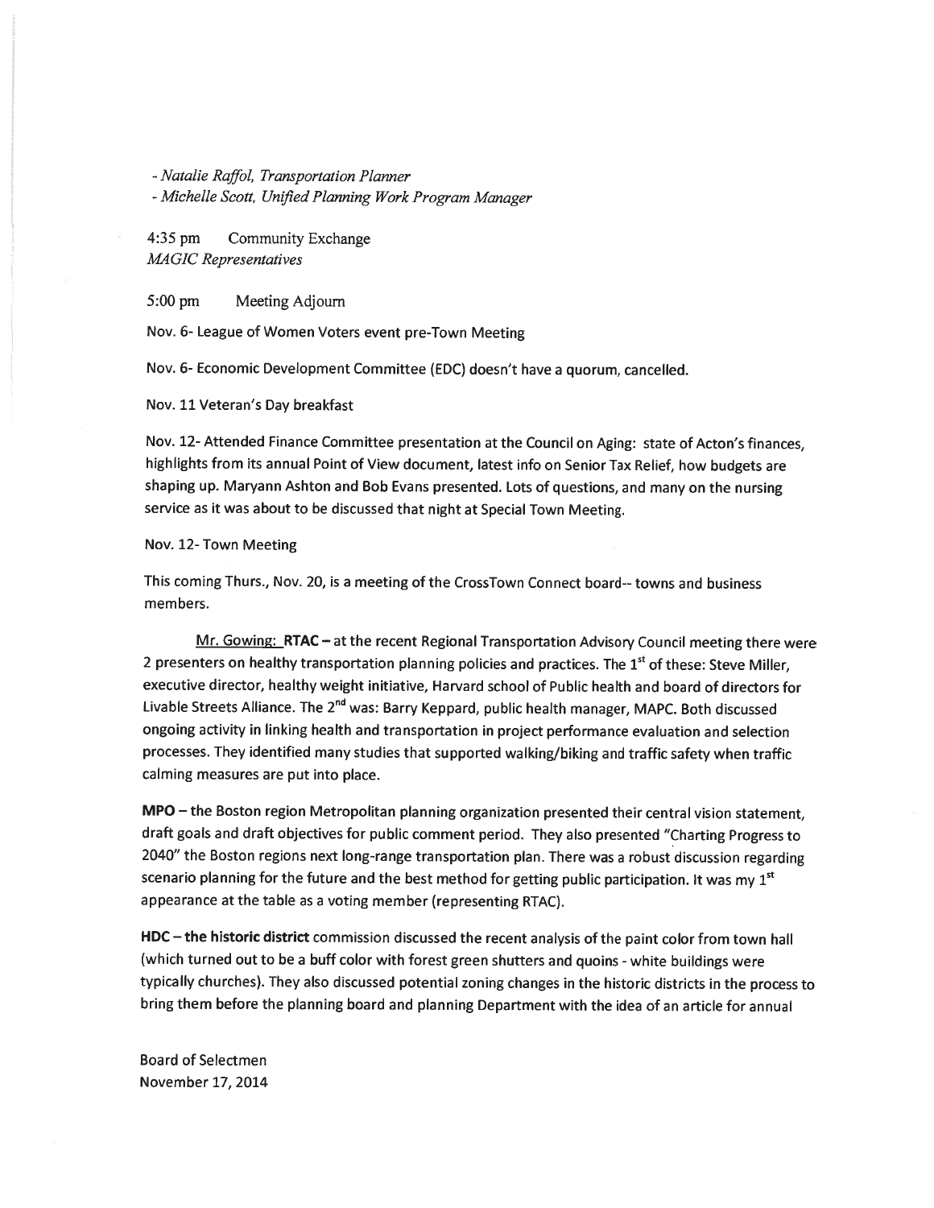*- Natalie Raffol, Transportation Planner*
*- Michelle Scott, Unified Planning Work Program Manager*

4:35 pm Community Exchange
*MAGIC Representatives*

5:00 pm Meeting Adjourn

Nov. 6- League of Women Voters event pre-Town Meeting

Nov. 6- Economic Development Committee (EDC) doesn't have a quorum, cancelled.

Nov. 11 Veteran's Day breakfast

Nov. 12- Attended Finance Committee presentation at the Council on Aging: state of Acton's finances, highlights from its annual Point of View document, latest info on Senior Tax Relief, how budgets are shaping up. Maryann Ashton and Bob Evans presented. Lots of questions, and many on the nursing service as it was about to be discussed that night at Special Town Meeting.

Nov. 12- Town Meeting

This coming Thurs., Nov. 20, is a meeting of the CrossTown Connect board-- towns and business members.

<u>Mr. Gowing:</u> **RTAC** – at the recent Regional Transportation Advisory Council meeting there were 2 presenters on healthy transportation planning policies and practices. The 1st of these: Steve Miller, executive director, healthy weight initiative, Harvard school of Public health and board of directors for Livable Streets Alliance. The 2nd was: Barry Keppard, public health manager, MAPC. Both discussed ongoing activity in linking health and transportation in project performance evaluation and selection processes. They identified many studies that supported walking/biking and traffic safety when traffic calming measures are put into place.

**MPO** – the Boston region Metropolitan planning organization presented their central vision statement, draft goals and draft objectives for public comment period. They also presented "Charting Progress to 2040" the Boston regions next long-range transportation plan. There was a robust discussion regarding scenario planning for the future and the best method for getting public participation. It was my 1st appearance at the table as a voting member (representing RTAC).

**HDC – the historic district** commission discussed the recent analysis of the paint color from town hall (which turned out to be a buff color with forest green shutters and quoins - white buildings were typically churches). They also discussed potential zoning changes in the historic districts in the process to bring them before the planning board and planning Department with the idea of an article for annual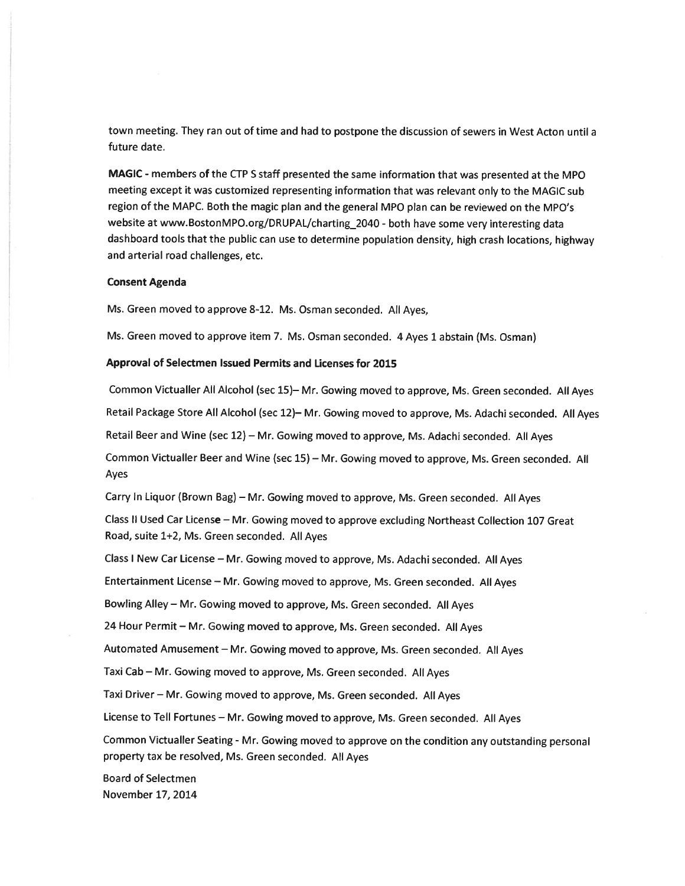town meeting. They ran out of time and had to postpone the discussion of sewers in West Acton until a future date.

**MAGIC** - members of the CTP S staff presented the same information that was presented at the MPO meeting except it was customized representing information that was relevant only to the MAGIC sub region of the MAPC. Both the magic plan and the general MPO plan can be reviewed on the MPO's website at www.BostonMPO.org/DRUPAL/charting_2040 - both have some very interesting data dashboard tools that the public can use to determine population density, high crash locations, highway and arterial road challenges, etc.

**Consent Agenda**

Ms. Green moved to approve 8-12. Ms. Osman seconded. All Ayes,

Ms. Green moved to approve item 7. Ms. Osman seconded. 4 Ayes 1 abstain (Ms. Osman)

**Approval of Selectmen Issued Permits and Licenses for 2015**

Common Victualler All Alcohol (sec 15)– Mr. Gowing moved to approve, Ms. Green seconded. All Ayes

Retail Package Store All Alcohol (sec 12)– Mr. Gowing moved to approve, Ms. Adachi seconded. All Ayes

Retail Beer and Wine (sec 12) – Mr. Gowing moved to approve, Ms. Adachi seconded. All Ayes

Common Victualler Beer and Wine (sec 15) – Mr. Gowing moved to approve, Ms. Green seconded. All Ayes

Carry In Liquor (Brown Bag) – Mr. Gowing moved to approve, Ms. Green seconded. All Ayes

Class II Used Car License – Mr. Gowing moved to approve excluding Northeast Collection 107 Great Road, suite 1+2, Ms. Green seconded. All Ayes

Class I New Car License – Mr. Gowing moved to approve, Ms. Adachi seconded. All Ayes

Entertainment License – Mr. Gowing moved to approve, Ms. Green seconded. All Ayes

Bowling Alley – Mr. Gowing moved to approve, Ms. Green seconded. All Ayes

24 Hour Permit – Mr. Gowing moved to approve, Ms. Green seconded. All Ayes

Automated Amusement – Mr. Gowing moved to approve, Ms. Green seconded. All Ayes

Taxi Cab – Mr. Gowing moved to approve, Ms. Green seconded. All Ayes

Taxi Driver – Mr. Gowing moved to approve, Ms. Green seconded. All Ayes

License to Tell Fortunes – Mr. Gowing moved to approve, Ms. Green seconded. All Ayes

Common Victualler Seating - Mr. Gowing moved to approve on the condition any outstanding personal property tax be resolved, Ms. Green seconded. All Ayes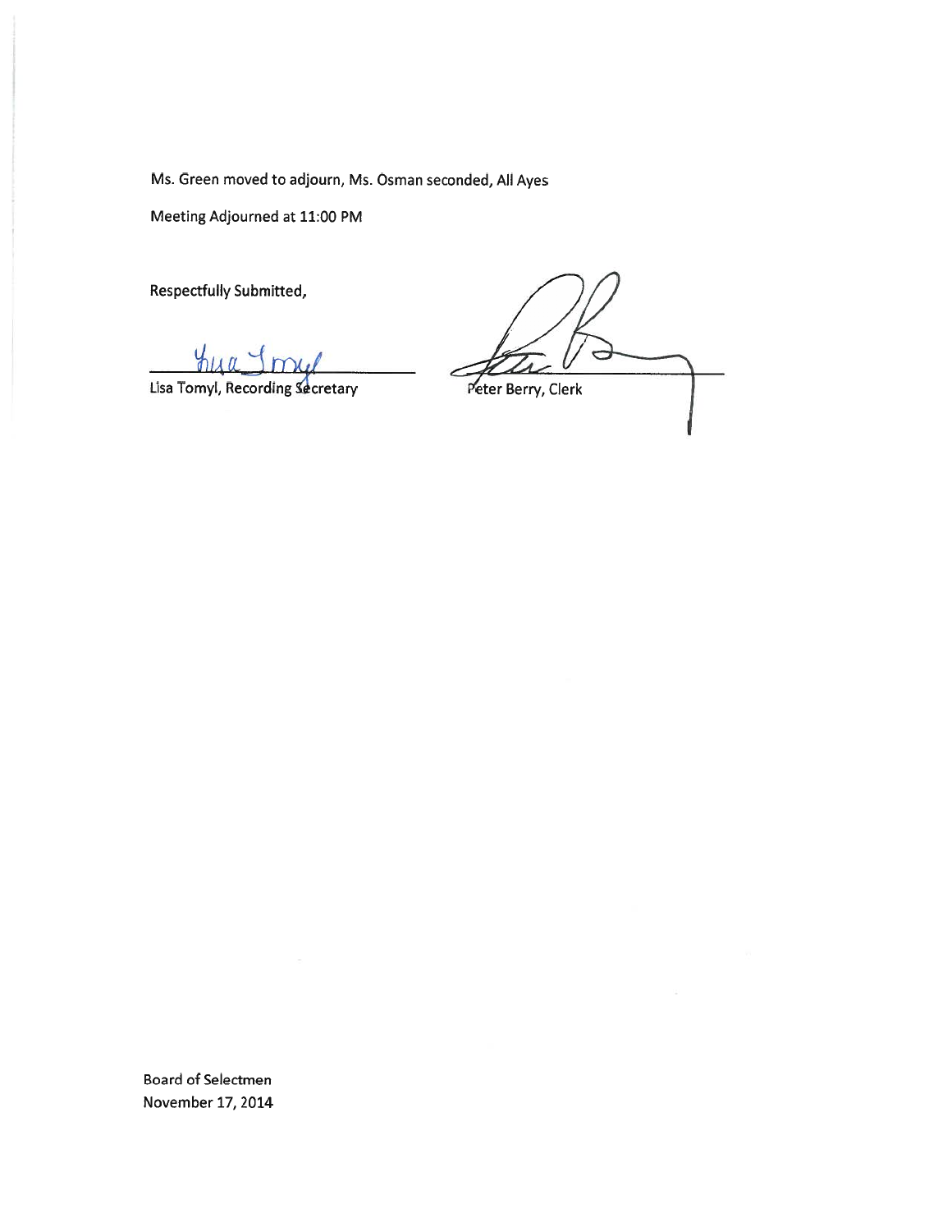Ms. Green moved to adjourn, Ms. Osman seconded, All Ayes

Meeting Adjourned at 11:00 PM

Respectfully Submitted,

Lisa Tomyl, Recording Secretary

Peter Berry, Clerk

Board of Selectmen
November 17, 2014